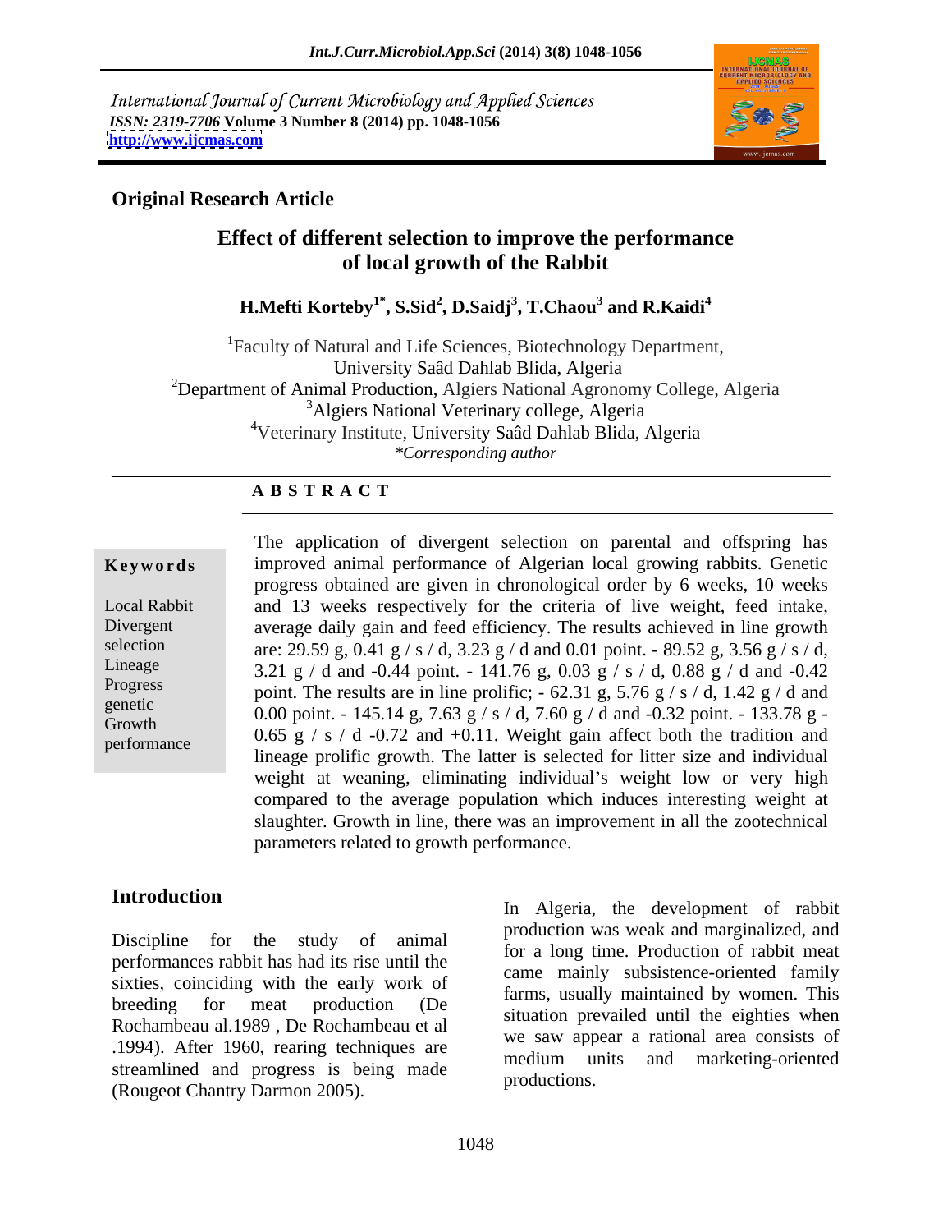International Journal of Current Microbiology and Applied Sciences
*ISSN: 2319-7706* **Volume 3 Number 8 (2014) pp. 1048-1056**
**http://www.ijcmas.com**

**Original Research Article**

# Effect of different selection to improve the performance of local growth of the Rabbit

**H.Mefti Korteby[1*], S.Sid[2], D.Saidj[3], T.Chaou[3] and R.Kaidi[4]**

[1]Faculty of Natural and Life Sciences, Biotechnology Department, University Saâd Dahlab Blida, Algeria
[2]Department of Animal Production, Algiers National Agronomy College, Algeria
[3]Algiers National Veterinary college, Algeria
[4]Veterinary Institute, University Saâd Dahlab Blida, Algeria
*\*Corresponding author*

## A B S T R A C T

**Keywords**

Local Rabbit
Divergent selection
Lineage
Progress genetic
Growth performance

The application of divergent selection on parental and offspring has improved animal performance of Algerian local growing rabbits. Genetic progress obtained are given in chronological order by 6 weeks, 10 weeks and 13 weeks respectively for the criteria of live weight, feed intake, average daily gain and feed efficiency. The results achieved in line growth are: 29.59 g, 0.41 g / s / d, 3.23 g / d and 0.01 point. - 89.52 g, 3.56 g / s / d, 3.21 g / d and -0.44 point. - 141.76 g, 0.03 g / s / d, 0.88 g / d and -0.42 point. The results are in line prolific; - 62.31 g, 5.76 g / s / d, 1.42 g / d and 0.00 point. - 145.14 g, 7.63 g / s / d, 7.60 g / d and -0.32 point. - 133.78 g - 0.65 g / s / d -0.72 and +0.11. Weight gain affect both the tradition and lineage prolific growth. The latter is selected for litter size and individual weight at weaning, eliminating individual's weight low or very high compared to the average population which induces interesting weight at slaughter. Growth in line, there was an improvement in all the zootechnical parameters related to growth performance.

## Introduction

Discipline for the study of animal performances rabbit has had its rise until the sixties, coinciding with the early work of breeding for meat production (De Rochambeau al.1989 , De Rochambeau et al .1994). After 1960, rearing techniques are streamlined and progress is being made (Rougeot Chantry Darmon 2005).

In Algeria, the development of rabbit production was weak and marginalized, and for a long time. Production of rabbit meat came mainly subsistence-oriented family farms, usually maintained by women. This situation prevailed until the eighties when we saw appear a rational area consists of medium units and marketing-oriented productions.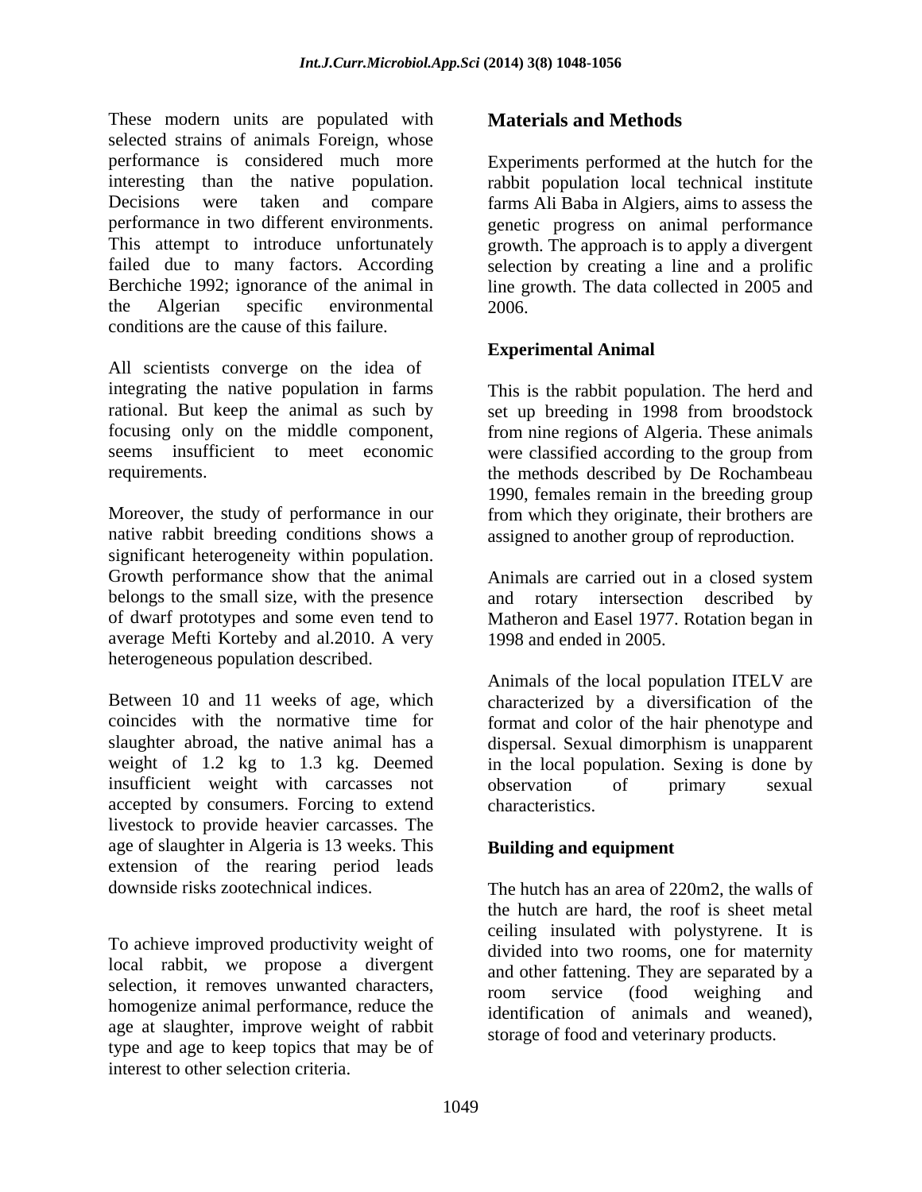These modern units are populated with selected strains of animals Foreign, whose performance is considered much more interesting than the native population. Decisions were taken and compare performance in two different environments. This attempt to introduce unfortunately failed due to many factors. According Berchiche 1992; ignorance of the animal in the Algerian specific environmental conditions are the cause of this failure.

All scientists converge on the idea of integrating the native population in farms rational. But keep the animal as such by focusing only on the middle component, seems insufficient to meet economic requirements.

Moreover, the study of performance in our native rabbit breeding conditions shows a significant heterogeneity within population. Growth performance show that the animal belongs to the small size, with the presence of dwarf prototypes and some even tend to average Mefti Korteby and al.2010. A very heterogeneous population described.

Between 10 and 11 weeks of age, which coincides with the normative time for slaughter abroad, the native animal has a weight of 1.2 kg to 1.3 kg. Deemed insufficient weight with carcasses not accepted by consumers. Forcing to extend livestock to provide heavier carcasses. The age of slaughter in Algeria is 13 weeks. This extension of the rearing period leads downside risks zootechnical indices.

To achieve improved productivity weight of local rabbit, we propose a divergent selection, it removes unwanted characters, homogenize animal performance, reduce the age at slaughter, improve weight of rabbit type and age to keep topics that may be of interest to other selection criteria.

## Materials and Methods

Experiments performed at the hutch for the rabbit population local technical institute farms Ali Baba in Algiers, aims to assess the genetic progress on animal performance growth. The approach is to apply a divergent selection by creating a line and a prolific line growth. The data collected in 2005 and 2006.

### Experimental Animal

This is the rabbit population. The herd and set up breeding in 1998 from broodstock from nine regions of Algeria. These animals were classified according to the group from the methods described by De Rochambeau 1990, females remain in the breeding group from which they originate, their brothers are assigned to another group of reproduction.

Animals are carried out in a closed system and rotary intersection described by Matheron and Easel 1977. Rotation began in 1998 and ended in 2005.

Animals of the local population ITELV are characterized by a diversification of the format and color of the hair phenotype and dispersal. Sexual dimorphism is unapparent in the local population. Sexing is done by observation of primary sexual characteristics.

### Building and equipment

The hutch has an area of 220m2, the walls of the hutch are hard, the roof is sheet metal ceiling insulated with polystyrene. It is divided into two rooms, one for maternity and other fattening. They are separated by a room service (food weighing and identification of animals and weaned), storage of food and veterinary products.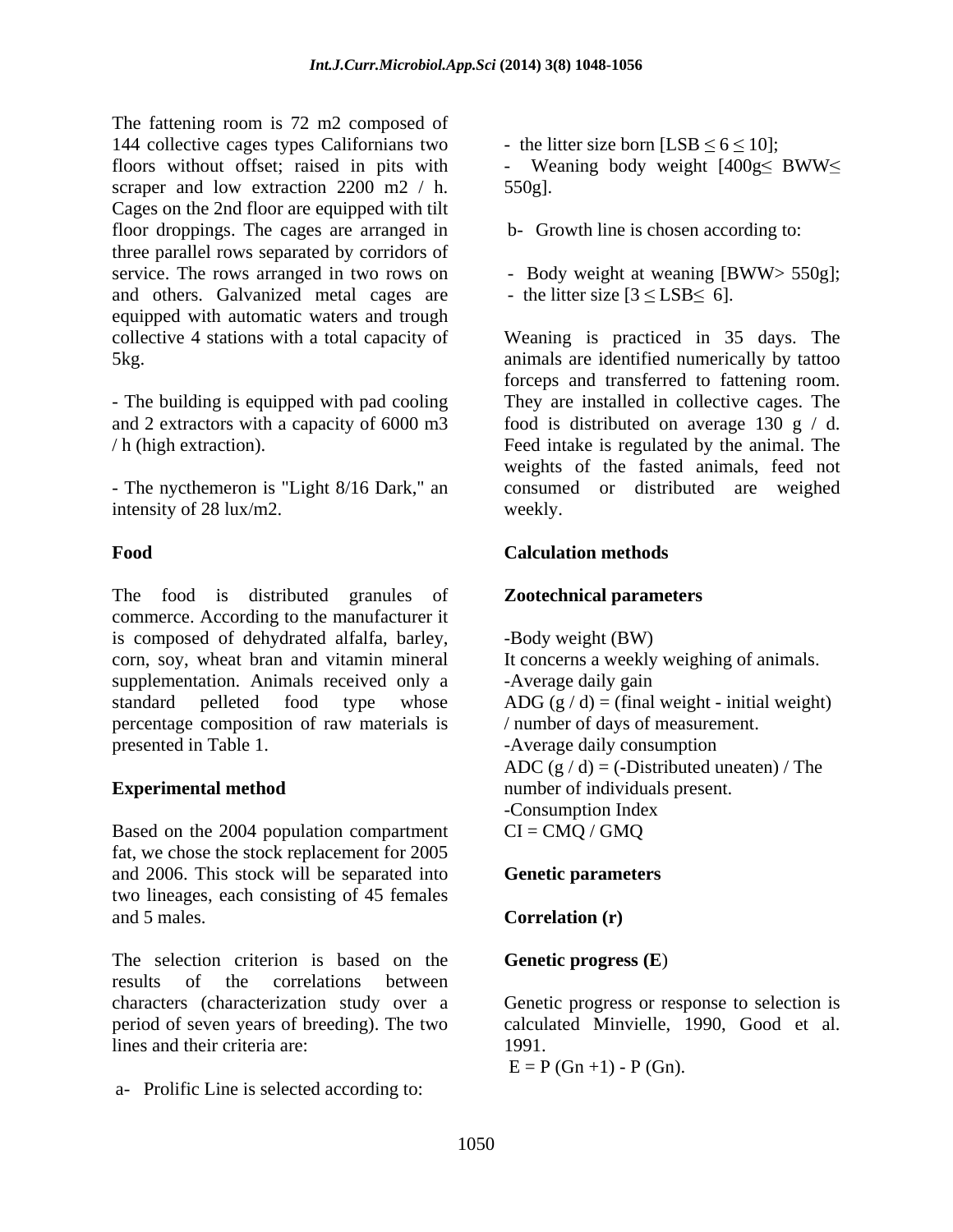The fattening room is 72 m2 composed of 144 collective cages types Californians two floors without offset; raised in pits with scraper and low extraction 2200 m2 / h. Cages on the 2nd floor are equipped with tilt floor droppings. The cages are arranged in three parallel rows separated by corridors of service. The rows arranged in two rows on and others. Galvanized metal cages are equipped with automatic waters and trough collective 4 stations with a total capacity of 5kg.

- The building is equipped with pad cooling and 2 extractors with a capacity of 6000 m3 / h (high extraction).

- The nycthemeron is "Light 8/16 Dark," an intensity of 28 lux/m2.

## Food

The food is distributed granules of commerce. According to the manufacturer it is composed of dehydrated alfalfa, barley, corn, soy, wheat bran and vitamin mineral supplementation. Animals received only a standard pelleted food type whose percentage composition of raw materials is presented in Table 1.

## Experimental method

Based on the 2004 population compartment fat, we chose the stock replacement for 2005 and 2006. This stock will be separated into two lineages, each consisting of 45 females and 5 males.

The selection criterion is based on the results of the correlations between characters (characterization study over a period of seven years of breeding). The two lines and their criteria are:

a- Prolific Line is selected according to:

- the litter size born [LSB $\leq 6 \leq 10$];
- Weaning body weight [400g$\leq$ BWW$\leq$ 550g].

b- Growth line is chosen according to:

- Body weight at weaning [BWW> 550g];
- the litter size [$3 \leq$ LSB$\leq$ 6].

Weaning is practiced in 35 days. The animals are identified numerically by tattoo forceps and transferred to fattening room. They are installed in collective cages. The food is distributed on average 130 g / d. Feed intake is regulated by the animal. The weights of the fasted animals, feed not consumed or distributed are weighed weekly.

## Calculation methods

### Zootechnical parameters

-Body weight (BW)
It concerns a weekly weighing of animals.
-Average daily gain
ADG (g / d) = (final weight - initial weight) / number of days of measurement.
-Average daily consumption
ADC (g / d) = (-Distributed uneaten) / The number of individuals present.
-Consumption Index
CI = CMQ / GMQ

### Genetic parameters

### Correlation (r)

### Genetic progress (E)

Genetic progress or response to selection is calculated Minvielle, 1990, Good et al. 1991.

$E = P(Gn+1) - P(Gn)$.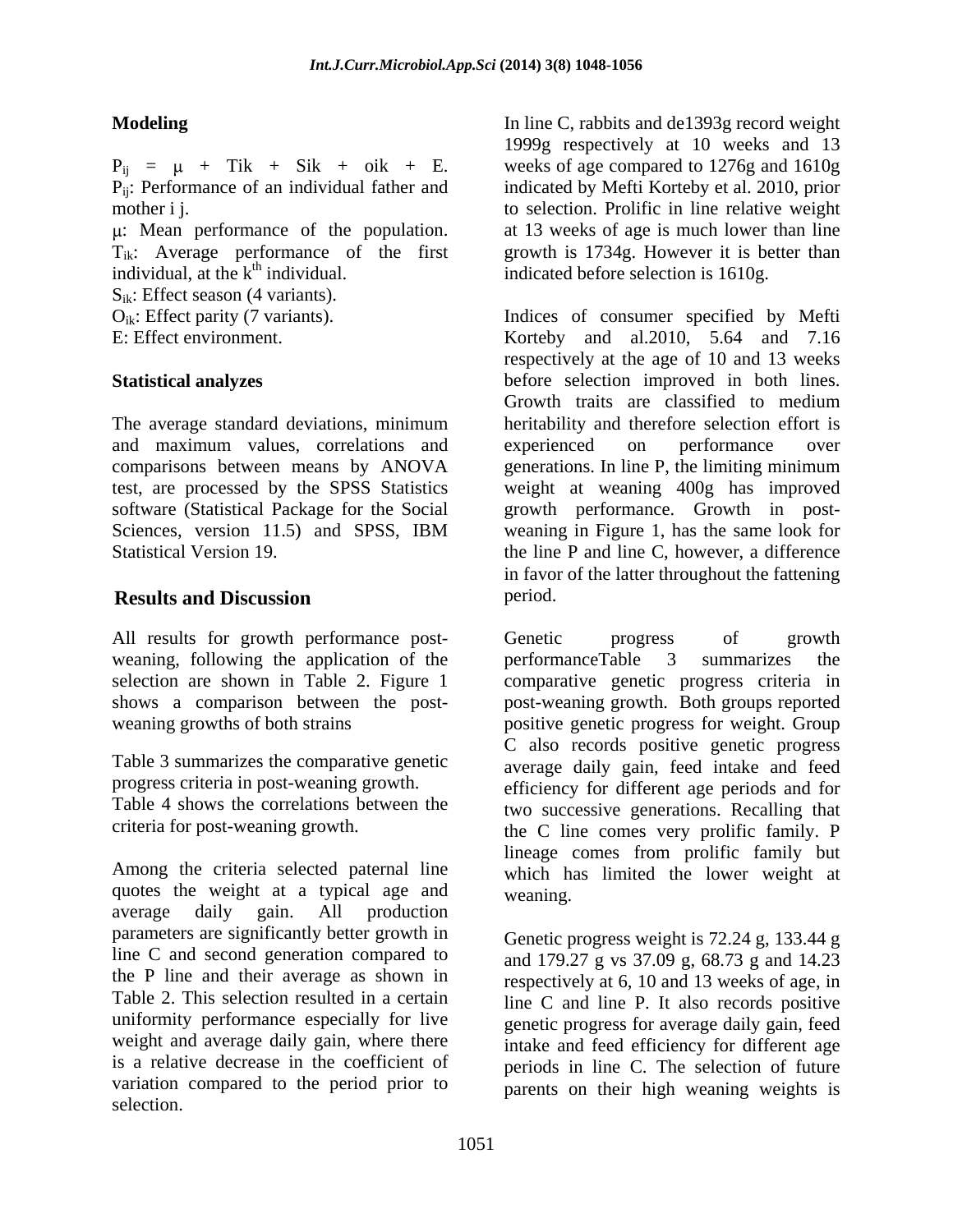**Modeling**

$P_{ij} = \mu + Tik + Sik + oik + E.$

$P_{ij}$: Performance of an individual father and mother i j.

$\mu$: Mean performance of the population.

$T_{ik}$: Average performance of the first individual, at the $k^{th}$ individual.

$S_{ik}$: Effect season (4 variants).

$O_{ik}$: Effect parity (7 variants).

E: Effect environment.

**Statistical analyzes**

The average standard deviations, minimum and maximum values, correlations and comparisons between means by ANOVA test, are processed by the SPSS Statistics software (Statistical Package for the Social Sciences, version 11.5) and SPSS, IBM Statistical Version 19.

## Results and Discussion

All results for growth performance post-weaning, following the application of the selection are shown in Table 2. Figure 1 shows a comparison between the post-weaning growths of both strains

Table 3 summarizes the comparative genetic progress criteria in post-weaning growth.

Table 4 shows the correlations between the criteria for post-weaning growth.

Among the criteria selected paternal line quotes the weight at a typical age and average daily gain. All production parameters are significantly better growth in line C and second generation compared to the P line and their average as shown in Table 2. This selection resulted in a certain uniformity performance especially for live weight and average daily gain, where there is a relative decrease in the coefficient of variation compared to the period prior to selection.

In line C, rabbits and de1393g record weight 1999g respectively at 10 weeks and 13 weeks of age compared to 1276g and 1610g indicated by Mefti Korteby et al. 2010, prior to selection. Prolific in line relative weight at 13 weeks of age is much lower than line growth is 1734g. However it is better than indicated before selection is 1610g.

Indices of consumer specified by Mefti Korteby and al.2010, 5.64 and 7.16 respectively at the age of 10 and 13 weeks before selection improved in both lines. Growth traits are classified to medium heritability and therefore selection effort is experienced on performance over generations. In line P, the limiting minimum weight at weaning 400g has improved growth performance. Growth in post-weaning in Figure 1, has the same look for the line P and line C, however, a difference in favor of the latter throughout the fattening period.

Genetic progress of growth performanceTable 3 summarizes the comparative genetic progress criteria in post-weaning growth. Both groups reported positive genetic progress for weight. Group C also records positive genetic progress average daily gain, feed intake and feed efficiency for different age periods and for two successive generations. Recalling that the C line comes very prolific family. P lineage comes from prolific family but which has limited the lower weight at weaning.

Genetic progress weight is 72.24 g, 133.44 g and 179.27 g vs 37.09 g, 68.73 g and 14.23 respectively at 6, 10 and 13 weeks of age, in line C and line P. It also records positive genetic progress for average daily gain, feed intake and feed efficiency for different age periods in line C. The selection of future parents on their high weaning weights is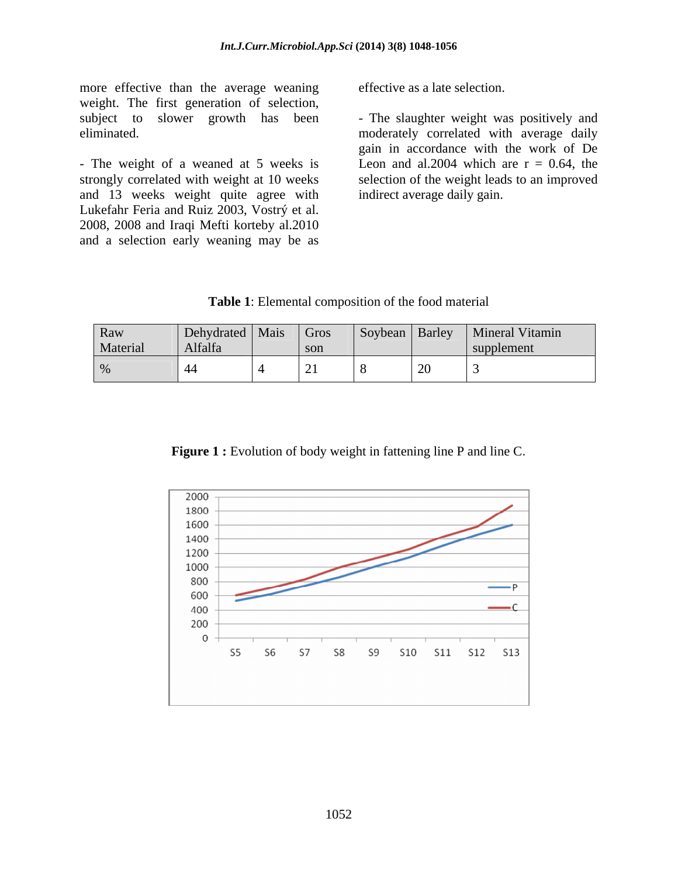more effective than the average weaning weight. The first generation of selection, subject to slower growth has been eliminated.

- The weight of a weaned at 5 weeks is strongly correlated with weight at 10 weeks and 13 weeks weight quite agree with Lukefahr Feria and Ruiz 2003, Vostrý et al. 2008, 2008 and Iraqi Mefti korteby al.2010 and a selection early weaning may be as effective as a late selection.

- The slaughter weight was positively and moderately correlated with average daily gain in accordance with the work of De Leon and al.2004 which are r = 0.64, the selection of the weight leads to an improved indirect average daily gain.

**Table 1**: Elemental composition of the food material

| Raw Material | Dehydrated Alfalfa | Mais | Gros son | Soybean | Barley | Mineral Vitamin supplement |
|---|---|---|---|---|---|---|
| % | 44 | 4 | 21 | 8 | 20 | 3 |

**Figure 1 :** Evolution of body weight in fattening line P and line C.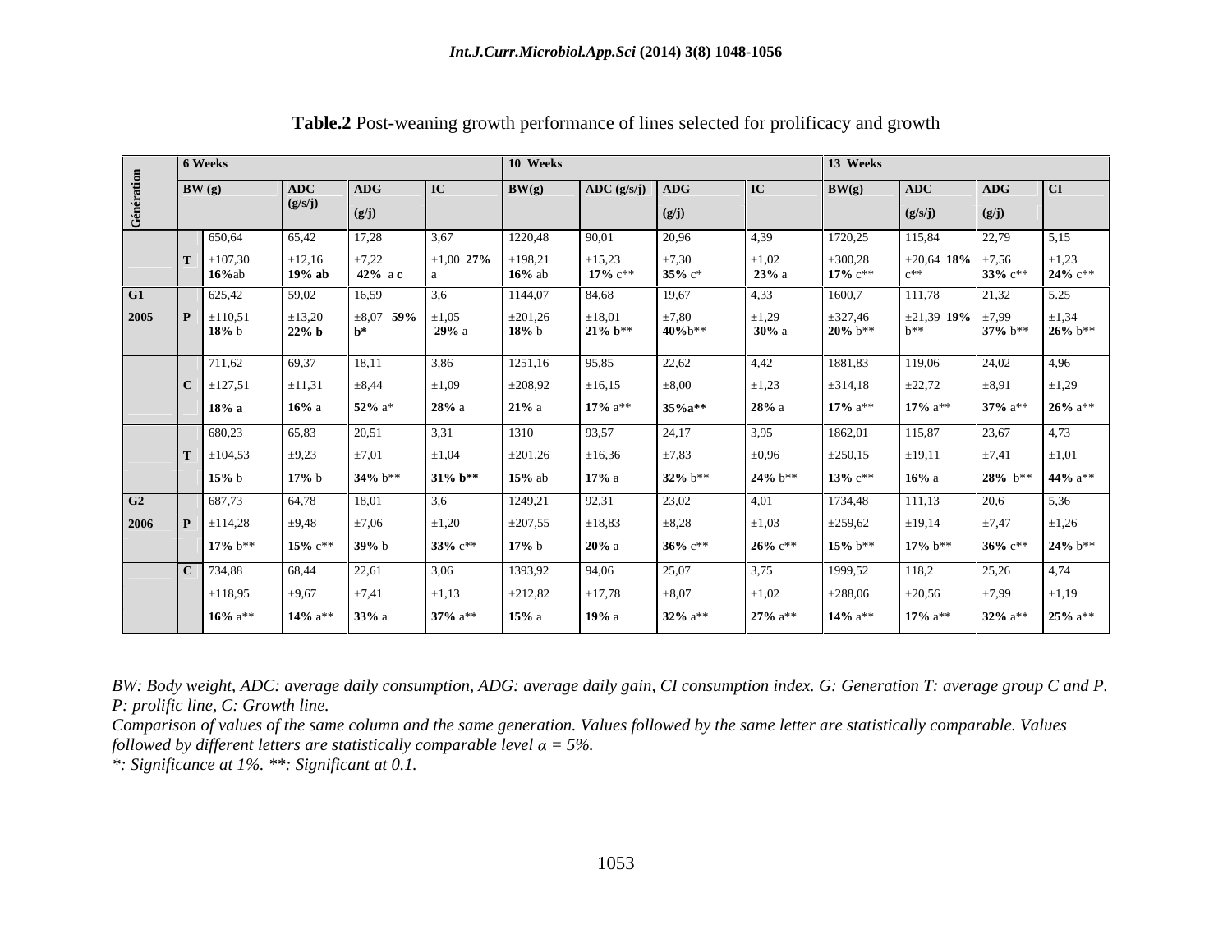**Table.2** Post-weaning growth performance of lines selected for prolificacy and growth

| Génération | | 6 Weeks | | | | 10 Weeks | | | | 13 Weeks | | | |
|---|---|---|---|---|---|---|---|---|---|---|---|---|---|
| | | BW (g) | ADC (g/s/j) | ADG (g/j) | IC | BW(g) | ADC (g/s/j) | ADG (g/j) | IC | BW(g) | ADC (g/s/j) | ADG (g/j) | CI |
| | T | 650,64 ±107,30 **16%**ab | 65,42 ±12,16 **19% ab** | 17,28 ±7,22 **42%** a **c** | 3,67 ±1,00 **27%** a | 1220,48 ±198,21 **16%** ab | 90,01 ±15,23 **17%** c** | 20,96 ±7,30 **35%** c* | 4,39 ±1,02 **23%** a | 1720,25 ±300,28 **17%** c** | 115,84 ±20,64 **18%** c** | 22,79 ±7,56 **33%** c** | 5,15 ±1,23 **24%** c** |
| G1 2005 | P | 625,42 ±110,51 **18%** b | 59,02 ±13,20 **22% b** | 16,59 ±8,07 **59%** **b*** | 3,6 ±1,05 **29%** a | 1144,07 ±201,26 **18%** b | 84,68 ±18,01 **21% b**** | 19,67 ±7,80 **40%**b** | 4,33 ±1,29 **30%** a | 1600,7 ±327,46 **20%** b** | 111,78 ±21,39 **19%** b** | 21,32 ±7,99 **37%** b** | 5.25 ±1,34 **26%** b** |
| | C | 711,62 ±127,51 **18% a** | 69,37 ±11,31 **16%** a | 18,11 ±8,44 **52%** a* | 3,86 ±1,09 **28%** a | 1251,16 ±208,92 **21%** a | 95,85 ±16,15 **17%** a** | 22,62 ±8,00 **35%a**** | 4,42 ±1,23 **28%** a | 1881,83 ±314,18 **17%** a** | 119,06 ±22,72 **17%** a** | 24,02 ±8,91 **37%** a** | 4,96 ±1,29 **26%** a** |
| | T | 680,23 ±104,53 **15%** b | 65,83 ±9,23 **17%** b | 20,51 ±7,01 **34%** b** | 3,31 ±1,04 **31% b**** | 1310 ±201,26 **15%** ab | 93,57 ±16,36 **17%** a | 24,17 ±7,83 **32%** b** | 3,95 ±0,96 **24%** b** | 1862,01 ±250,15 **13%** c** | 115,87 ±19,11 **16%** a | 23,67 ±7,41 **28%** b** | 4,73 ±1,01 **44%** a** |
| G2 2006 | P | 687,73 ±114,28 **17%** b** | 64,78 ±9,48 **15%** c** | 18,01 ±7,06 **39%** b | 3,6 ±1,20 **33%** c** | 1249,21 ±207,55 **17%** b | 92,31 ±18,83 **20%** a | 23,02 ±8,28 **36%** c** | 4,01 ±1,03 **26%** c** | 1734,48 ±259,62 **15%** b** | 111,13 ±19,14 **17%** b** | 20,6 ±7,47 **36%** c** | 5,36 ±1,26 **24%** b** |
| | C | 734,88 ±118,95 **16%** a** | 68,44 ±9,67 **14%** a** | 22,61 ±7,41 **33%** a | 3,06 ±1,13 **37%** a** | 1393,92 ±212,82 **15%** a | 94,06 ±17,78 **19%** a | 25,07 ±8,07 **32%** a** | 3,75 ±1,02 **27%** a** | 1999,52 ±288,06 **14%** a** | 118,2 ±20,56 **17%** a** | 25,26 ±7,99 **32%** a** | 4,74 ±1,19 **25%** a** |

*BW: Body weight, ADC: average daily consumption, ADG: average daily gain, CI consumption index. G: Generation T: average group C and P. P: prolific line, C: Growth line.*

*Comparison of values of the same column and the same generation. Values followed by the same letter are statistically comparable. Values followed by different letters are statistically comparable level α = 5%.*

*\*: Significance at 1%. \*\*: Significant at 0.1.*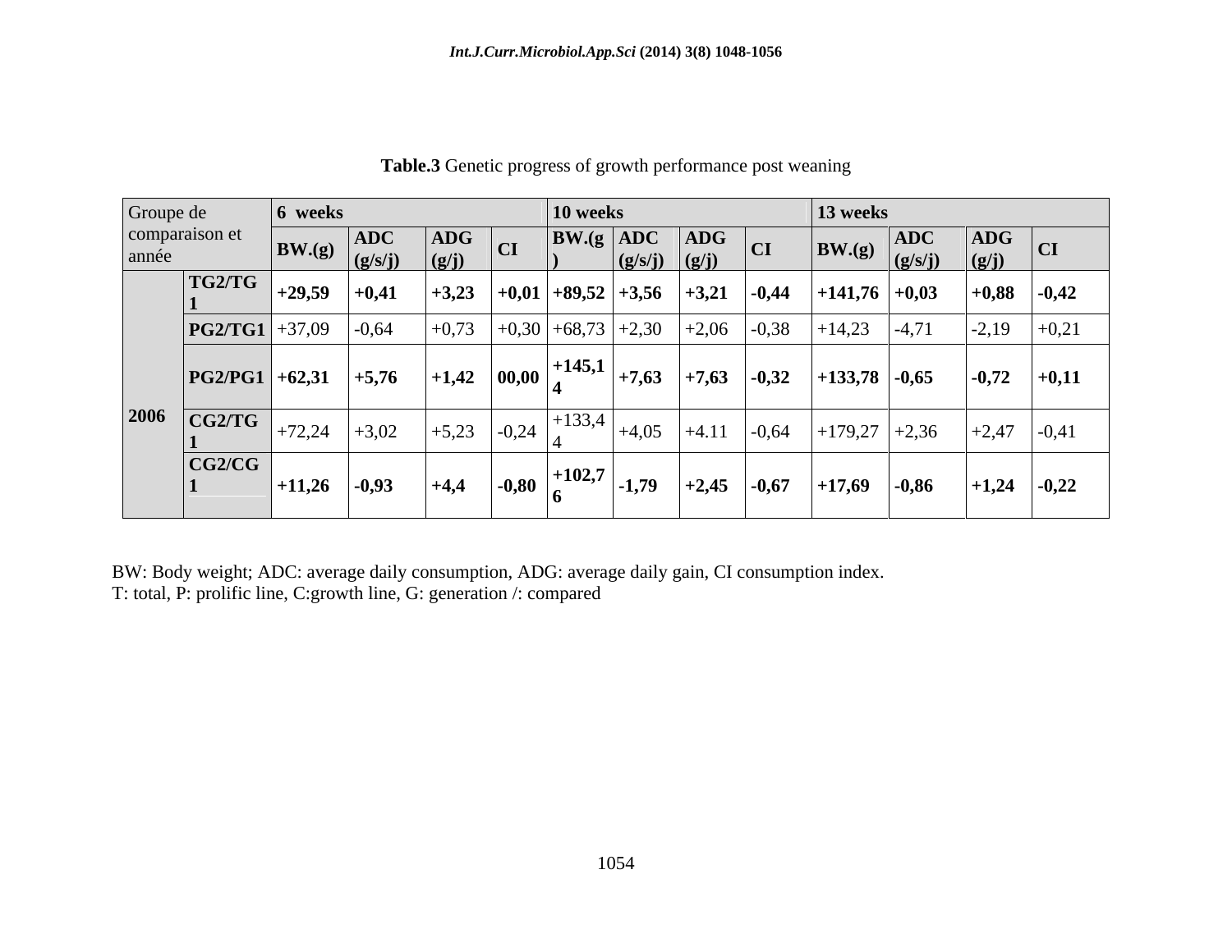**Table.3** Genetic progress of growth performance post weaning

| Groupe de comparaison et année | | 6 weeks | | | | 10 weeks | | | | 13 weeks | | | |
|---|---|---|---|---|---|---|---|---|---|---|---|---|---|
| | | BW.(g) | ADC (g/s/j) | ADG (g/j) | CI | BW.(g) | ADC (g/s/j) | ADG (g/j) | CI | BW.(g) | ADC (g/s/j) | ADG (g/j) | CI |
| 2006 | **TG2/TG1** | **+29,59** | **+0,41** | **+3,23** | **+0,01** | **+89,52** | **+3,56** | **+3,21** | **-0,44** | **+141,76** | **+0,03** | **+0,88** | **-0,42** |
| | **PG2/TG1** | +37,09 | -0,64 | +0,73 | +0,30 | +68,73 | +2,30 | +2,06 | -0,38 | +14,23 | -4,71 | -2,19 | +0,21 |
| | **PG2/PG1** | **+62,31** | **+5,76** | **+1,42** | **00,00** | **+145,14** | **+7,63** | **+7,63** | **-0,32** | **+133,78** | **-0,65** | **-0,72** | **+0,11** |
| | **CG2/TG1** | +72,24 | +3,02 | +5,23 | -0,24 | +133,44 | +4,05 | +4.11 | -0,64 | +179,27 | +2,36 | +2,47 | -0,41 |
| | **CG2/CG1** | **+11,26** | **-0,93** | **+4,4** | **-0,80** | **+102,76** | **-1,79** | **+2,45** | **-0,67** | **+17,69** | **-0,86** | **+1,24** | **-0,22** |

BW: Body weight; ADC: average daily consumption, ADG: average daily gain, CI consumption index.
T: total, P: prolific line, C:growth line, G: generation /: compared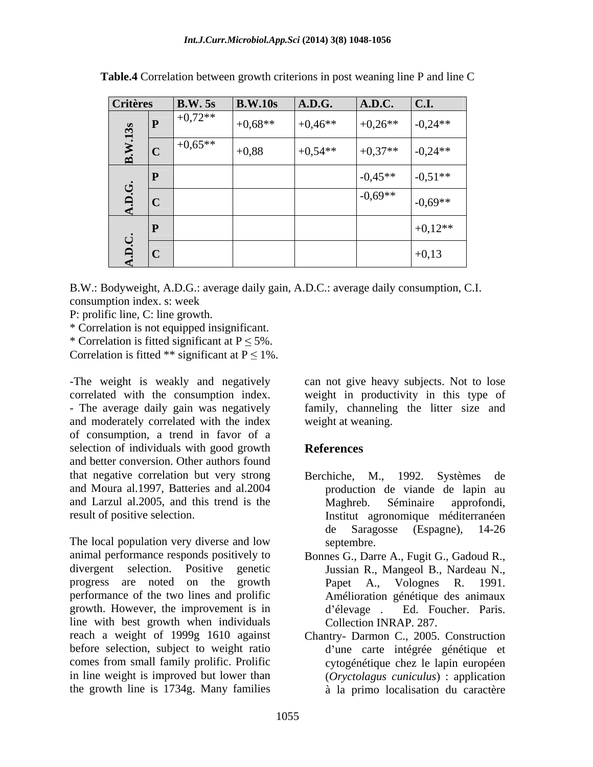**Table.4** Correlation between growth criterions in post weaning line P and line C

| Critères | | B.W. 5s | B.W.10s | A.D.G. | A.D.C. | C.I. |
|---|---|---|---|---|---|---|
| B.W.13s | P | +0,72** | +0,68** | +0,46** | +0,26** | -0,24** |
| | C | +0,65** | +0,88 | +0,54** | +0,37** | -0,24** |
| A.D.G. | P | | | | -0,45** | -0,51** |
| | C | | | | -0,69** | -0,69** |
| A.D.C. | P | | | | | +0,12** |
| | C | | | | | +0,13 |

B.W.: Bodyweight, A.D.G.: average daily gain, A.D.C.: average daily consumption, C.I. consumption index. s: week

P: prolific line, C: line growth.

* Correlation is not equipped insignificant.

* Correlation is fitted significant at P ≤ 5%.

Correlation is fitted ** significant at P ≤ 1%.

-The weight is weakly and negatively correlated with the consumption index.
- The average daily gain was negatively and moderately correlated with the index of consumption, a trend in favor of a selection of individuals with good growth and better conversion. Other authors found that negative correlation but very strong and Moura al.1997, Batteries and al.2004 and Larzul al.2005, and this trend is the result of positive selection.

The local population very diverse and low animal performance responds positively to divergent selection. Positive genetic progress are noted on the growth performance of the two lines and prolific growth. However, the improvement is in line with best growth when individuals reach a weight of 1999g 1610 against before selection, subject to weight ratio comes from small family prolific. Prolific in line weight is improved but lower than the growth line is 1734g. Many families can not give heavy subjects. Not to lose weight in productivity in this type of family, channeling the litter size and weight at weaning.

## References

Berchiche, M., 1992. Systèmes de production de viande de lapin au Maghreb. Séminaire approfondi, Institut agronomique méditerranéen de Saragosse (Espagne), 14-26 septembre.

Bonnes G., Darre A., Fugit G., Gadoud R., Jussian R., Mangeol B., Nardeau N., Papet A., Volognes R. 1991. Amélioration génétique des animaux d'élevage . Ed. Foucher. Paris. Collection INRAP. 287.

Chantry- Darmon C., 2005. Construction d'une carte intégrée génétique et cytogénétique chez le lapin européen (*Oryctolagus cuniculus*) : application à la primo localisation du caractère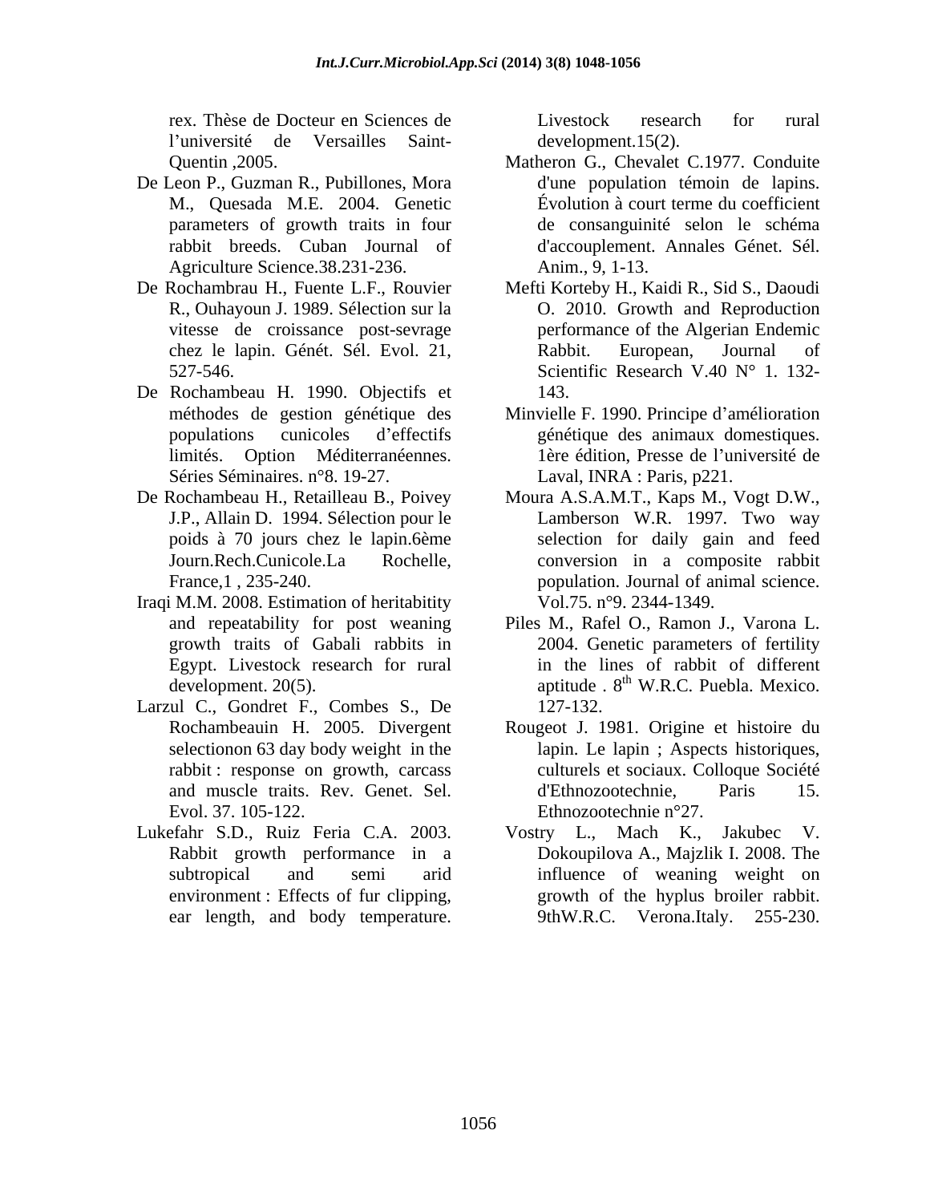rex. Thèse de Docteur en Sciences de l'université de Versailles Saint-Quentin ,2005.

De Leon P., Guzman R., Pubillones, Mora M., Quesada M.E. 2004. Genetic parameters of growth traits in four rabbit breeds. Cuban Journal of Agriculture Science.38.231-236.

De Rochambrau H., Fuente L.F., Rouvier R., Ouhayoun J. 1989. Sélection sur la vitesse de croissance post-sevrage chez le lapin. Génét. Sél. Evol. 21, 527-546.

De Rochambeau H. 1990. Objectifs et méthodes de gestion génétique des populations cunicoles d'effectifs limités. Option Méditerranéennes. Séries Séminaires. n°8. 19-27.

De Rochambeau H., Retailleau B., Poivey J.P., Allain D. 1994. Sélection pour le poids à 70 jours chez le lapin.6ème Journ.Rech.Cunicole.La Rochelle, France,1 , 235-240.

Iraqi M.M. 2008. Estimation of heritabitity and repeatability for post weaning growth traits of Gabali rabbits in Egypt. Livestock research for rural development. 20(5).

Larzul C., Gondret F., Combes S., De Rochambeauin H. 2005. Divergent selectionon 63 day body weight in the rabbit : response on growth, carcass and muscle traits. Rev. Genet. Sel. Evol. 37. 105-122.

Lukefahr S.D., Ruiz Feria C.A. 2003. Rabbit growth performance in a subtropical and semi arid environment : Effects of fur clipping, ear length, and body temperature. Livestock research for rural development.15(2).

Matheron G., Chevalet C.1977. Conduite d'une population témoin de lapins. Évolution à court terme du coefficient de consanguinité selon le schéma d'accouplement. Annales Génet. Sél. Anim., 9, 1-13.

Mefti Korteby H., Kaidi R., Sid S., Daoudi O. 2010. Growth and Reproduction performance of the Algerian Endemic Rabbit. European, Journal of Scientific Research V.40 N° 1. 132-143.

Minvielle F. 1990. Principe d'amélioration génétique des animaux domestiques. 1ère édition, Presse de l'université de Laval, INRA : Paris, p221.

Moura A.S.A.M.T., Kaps M., Vogt D.W., Lamberson W.R. 1997. Two way selection for daily gain and feed conversion in a composite rabbit population. Journal of animal science. Vol.75. n°9. 2344-1349.

Piles M., Rafel O., Ramon J., Varona L. 2004. Genetic parameters of fertility in the lines of rabbit of different aptitude . 8th W.R.C. Puebla. Mexico. 127-132.

Rougeot J. 1981. Origine et histoire du lapin. Le lapin ; Aspects historiques, culturels et sociaux. Colloque Société d'Ethnozootechnie, Paris 15. Ethnozootechnie n°27.

Vostry L., Mach K., Jakubec V. Dokoupilova A., Majzlik I. 2008. The influence of weaning weight on growth of the hyplus broiler rabbit. 9thW.R.C. Verona.Italy. 255-230.